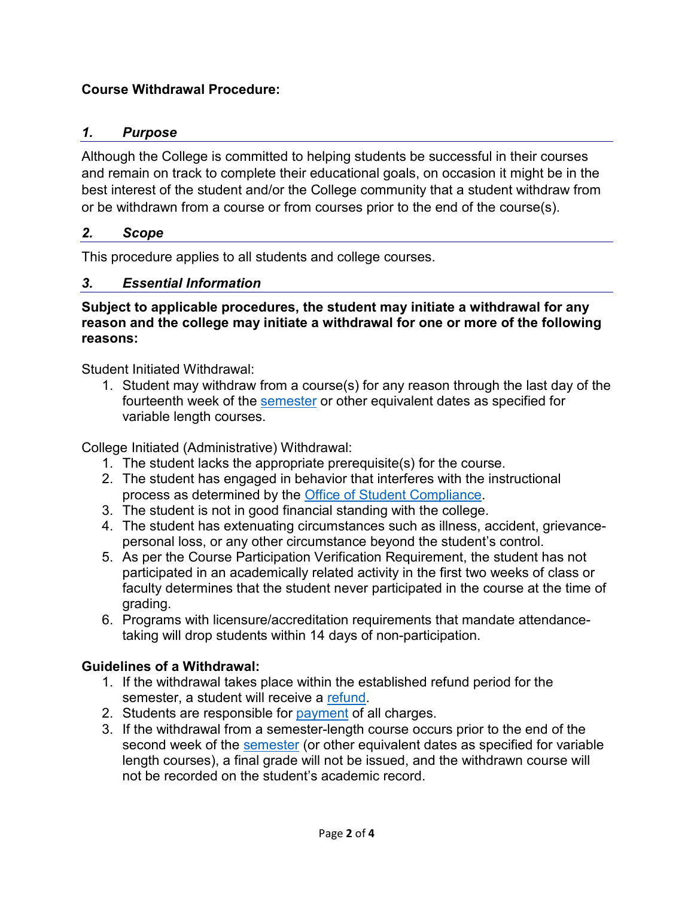**Course Withdrawal Procedure:**

## *1. Purpose*

Although the College is committed to helping students be successful in their courses and remain on track to complete their educational goals, on occasion it might be in the best interest of the student and/or the College community that a student withdraw from or be withdrawn from a course or from courses prior to the end of the course(s).

## *2. Scope*

This procedure applies to all students and college courses.

## *3. Essential Information*

**Subject to applicable procedures, the student may initiate a withdrawal for any reason and the college may initiate a withdrawal for one or more of the following reasons:**

Student Initiated Withdrawal:

1. Student may withdraw from a course(s) for any reason through the last day of the fourteenth week of the semester or other equivalent dates as specified for variable length courses.

College Initiated (Administrative) Withdrawal:

1. The student lacks the appropriate prerequisite(s) for the course.
2. The student has engaged in behavior that interferes with the instructional process as determined by the Office of Student Compliance.
3. The student is not in good financial standing with the college.
4. The student has extenuating circumstances such as illness, accident, grievance-personal loss, or any other circumstance beyond the student's control.
5. As per the Course Participation Verification Requirement, the student has not participated in an academically related activity in the first two weeks of class or faculty determines that the student never participated in the course at the time of grading.
6. Programs with licensure/accreditation requirements that mandate attendance-taking will drop students within 14 days of non-participation.

**Guidelines of a Withdrawal:**

1. If the withdrawal takes place within the established refund period for the semester, a student will receive a refund.
2. Students are responsible for payment of all charges.
3. If the withdrawal from a semester-length course occurs prior to the end of the second week of the semester (or other equivalent dates as specified for variable length courses), a final grade will not be issued, and the withdrawn course will not be recorded on the student's academic record.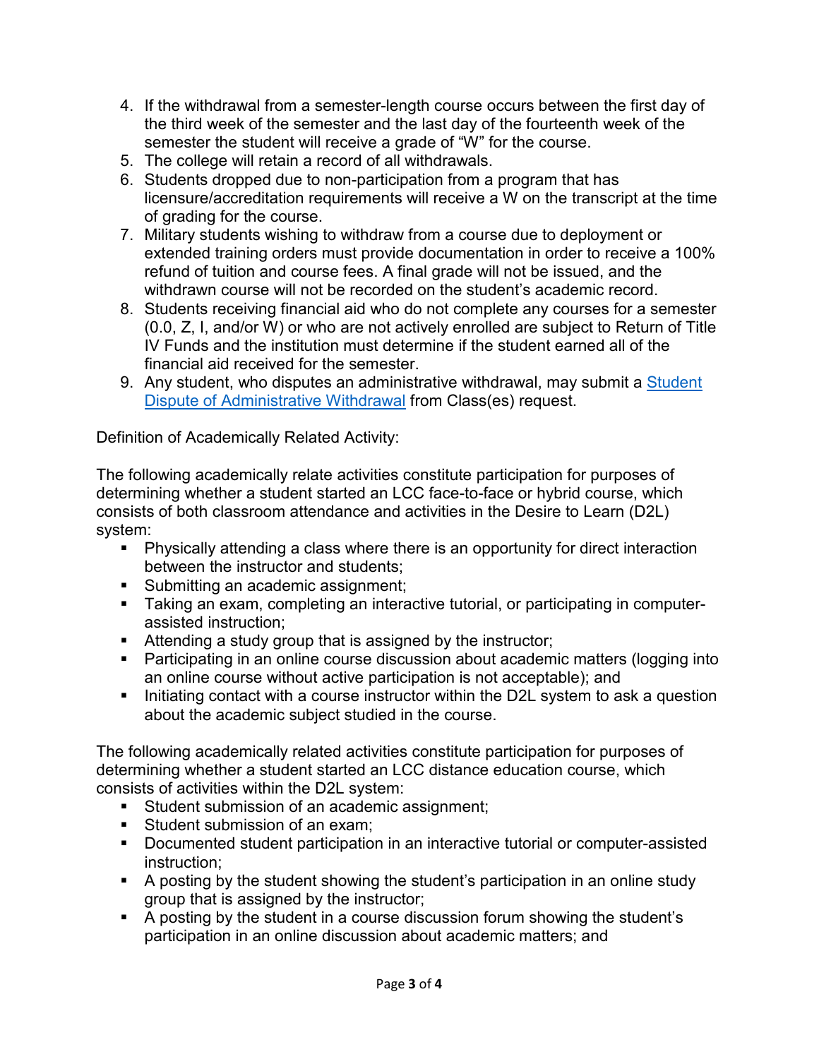4. If the withdrawal from a semester-length course occurs between the first day of the third week of the semester and the last day of the fourteenth week of the semester the student will receive a grade of "W" for the course.
5. The college will retain a record of all withdrawals.
6. Students dropped due to non-participation from a program that has licensure/accreditation requirements will receive a W on the transcript at the time of grading for the course.
7. Military students wishing to withdraw from a course due to deployment or extended training orders must provide documentation in order to receive a 100% refund of tuition and course fees. A final grade will not be issued, and the withdrawn course will not be recorded on the student's academic record.
8. Students receiving financial aid who do not complete any courses for a semester (0.0, Z, I, and/or W) or who are not actively enrolled are subject to Return of Title IV Funds and the institution must determine if the student earned all of the financial aid received for the semester.
9. Any student, who disputes an administrative withdrawal, may submit a Student Dispute of Administrative Withdrawal from Class(es) request.

Definition of Academically Related Activity:

The following academically relate activities constitute participation for purposes of determining whether a student started an LCC face-to-face or hybrid course, which consists of both classroom attendance and activities in the Desire to Learn (D2L) system:

- Physically attending a class where there is an opportunity for direct interaction between the instructor and students;
- Submitting an academic assignment;
- Taking an exam, completing an interactive tutorial, or participating in computer-assisted instruction;
- Attending a study group that is assigned by the instructor;
- Participating in an online course discussion about academic matters (logging into an online course without active participation is not acceptable); and
- Initiating contact with a course instructor within the D2L system to ask a question about the academic subject studied in the course.

The following academically related activities constitute participation for purposes of determining whether a student started an LCC distance education course, which consists of activities within the D2L system:

- Student submission of an academic assignment;
- Student submission of an exam;
- Documented student participation in an interactive tutorial or computer-assisted instruction;
- A posting by the student showing the student's participation in an online study group that is assigned by the instructor;
- A posting by the student in a course discussion forum showing the student's participation in an online discussion about academic matters; and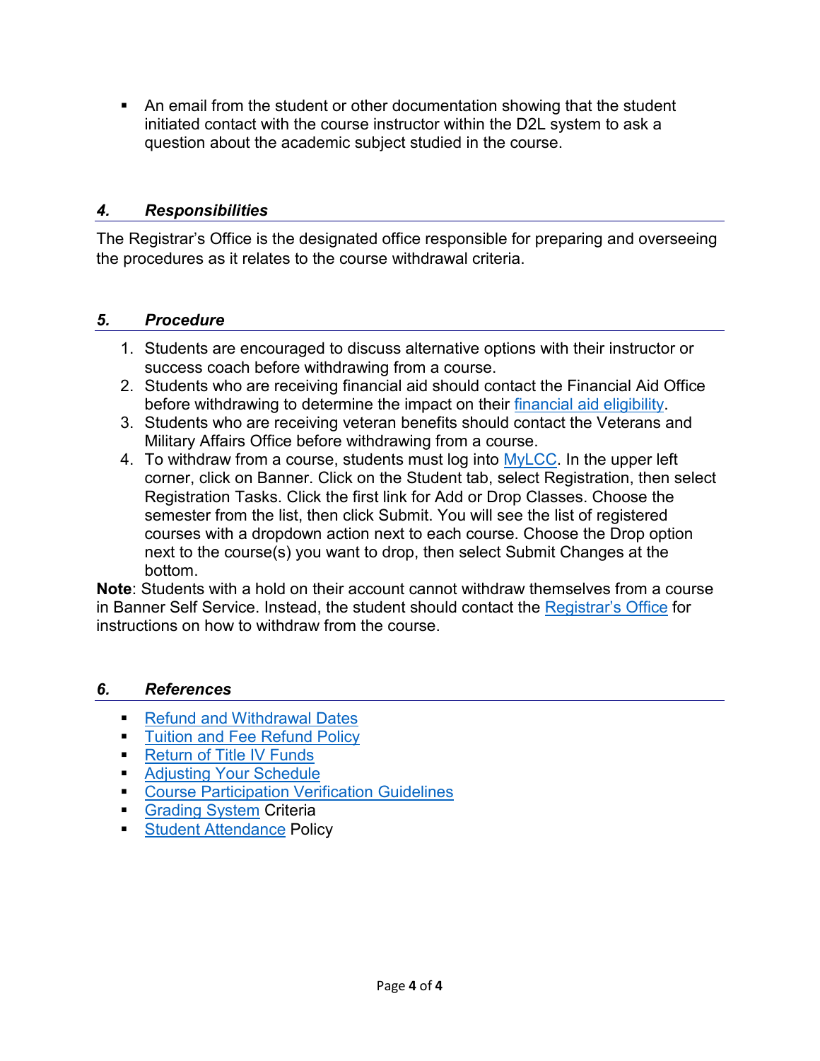- An email from the student or other documentation showing that the student initiated contact with the course instructor within the D2L system to ask a question about the academic subject studied in the course.

## *4. Responsibilities*

The Registrar's Office is the designated office responsible for preparing and overseeing the procedures as it relates to the course withdrawal criteria.

## *5. Procedure*

1. Students are encouraged to discuss alternative options with their instructor or success coach before withdrawing from a course.
2. Students who are receiving financial aid should contact the Financial Aid Office before withdrawing to determine the impact on their financial aid eligibility.
3. Students who are receiving veteran benefits should contact the Veterans and Military Affairs Office before withdrawing from a course.
4. To withdraw from a course, students must log into MyLCC. In the upper left corner, click on Banner. Click on the Student tab, select Registration, then select Registration Tasks. Click the first link for Add or Drop Classes. Choose the semester from the list, then click Submit. You will see the list of registered courses with a dropdown action next to each course. Choose the Drop option next to the course(s) you want to drop, then select Submit Changes at the bottom.

**Note**: Students with a hold on their account cannot withdraw themselves from a course in Banner Self Service. Instead, the student should contact the Registrar's Office for instructions on how to withdraw from the course.

## *6. References*

- Refund and Withdrawal Dates
- Tuition and Fee Refund Policy
- Return of Title IV Funds
- Adjusting Your Schedule
- Course Participation Verification Guidelines
- Grading System Criteria
- Student Attendance Policy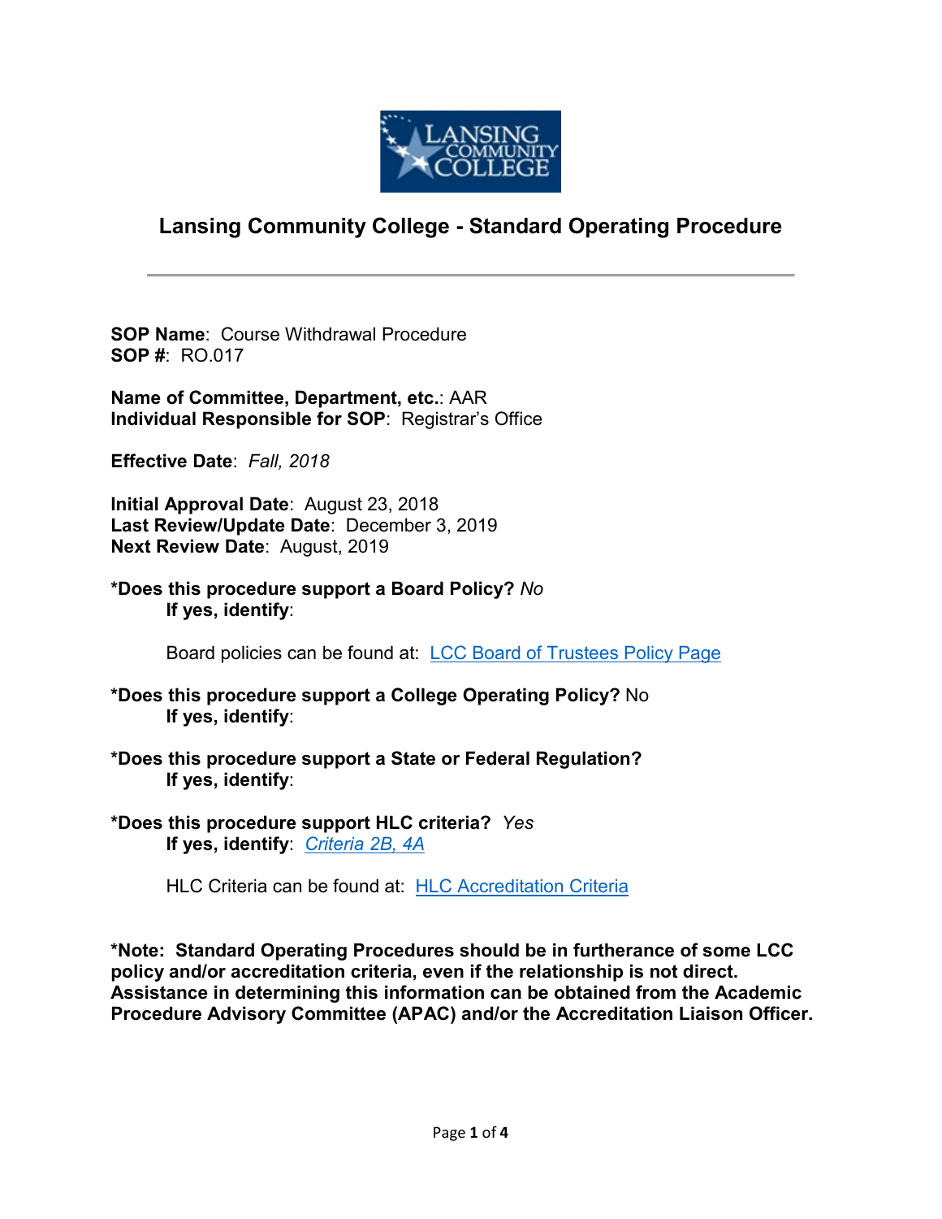Lansing Community College

## Lansing Community College - Standard Operating Procedure

---

**SOP Name**: Course Withdrawal Procedure
**SOP #**: RO.017

**Name of Committee, Department, etc.**: AAR
**Individual Responsible for SOP**: Registrar's Office

**Effective Date**: *Fall, 2018*

**Initial Approval Date**: August 23, 2018
**Last Review/Update Date**: December 3, 2019
**Next Review Date**: August, 2019

***Does this procedure support a Board Policy?** *No*
**If yes, identify**:

Board policies can be found at: [LCC Board of Trustees Policy Page]

***Does this procedure support a College Operating Policy?** No
**If yes, identify**:

***Does this procedure support a State or Federal Regulation?**
**If yes, identify**:

***Does this procedure support HLC criteria?** *Yes*
**If yes, identify**: *[Criteria 2B, 4A]*

HLC Criteria can be found at: [HLC Accreditation Criteria]

***Note: Standard Operating Procedures should be in furtherance of some LCC policy and/or accreditation criteria, even if the relationship is not direct. Assistance in determining this information can be obtained from the Academic Procedure Advisory Committee (APAC) and/or the Accreditation Liaison Officer.**